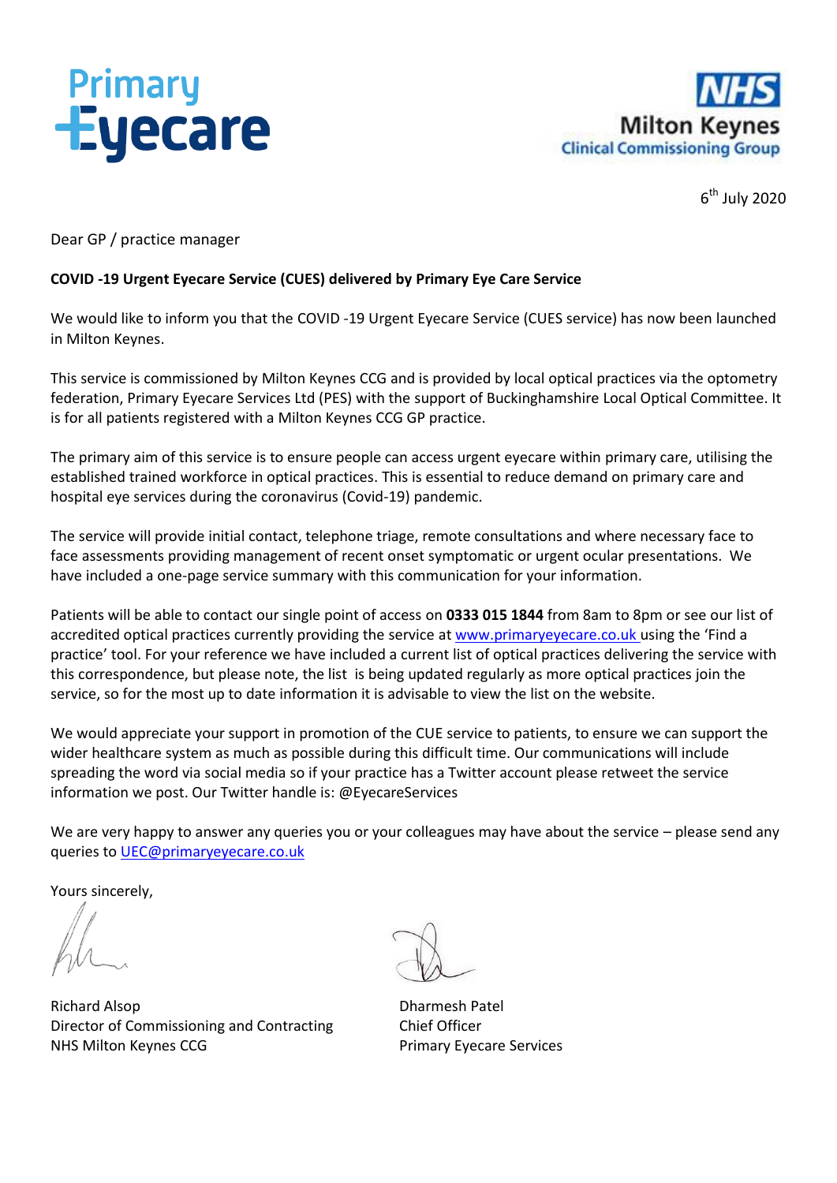Primary Eyecare

NHS Milton Keynes Clinical Commissioning Group

6th July 2020

Dear GP / practice manager

**COVID -19 Urgent Eyecare Service (CUES) delivered by Primary Eye Care Service**

We would like to inform you that the COVID -19 Urgent Eyecare Service (CUES service) has now been launched in Milton Keynes.

This service is commissioned by Milton Keynes CCG and is provided by local optical practices via the optometry federation, Primary Eyecare Services Ltd (PES) with the support of Buckinghamshire Local Optical Committee. It is for all patients registered with a Milton Keynes CCG GP practice.

The primary aim of this service is to ensure people can access urgent eyecare within primary care, utilising the established trained workforce in optical practices. This is essential to reduce demand on primary care and hospital eye services during the coronavirus (Covid-19) pandemic.

The service will provide initial contact, telephone triage, remote consultations and where necessary face to face assessments providing management of recent onset symptomatic or urgent ocular presentations. We have included a one-page service summary with this communication for your information.

Patients will be able to contact our single point of access on **0333 015 1844** from 8am to 8pm or see our list of accredited optical practices currently providing the service at www.primaryeyecare.co.uk using the 'Find a practice' tool. For your reference we have included a current list of optical practices delivering the service with this correspondence, but please note, the list is being updated regularly as more optical practices join the service, so for the most up to date information it is advisable to view the list on the website.

We would appreciate your support in promotion of the CUE service to patients, to ensure we can support the wider healthcare system as much as possible during this difficult time. Our communications will include spreading the word via social media so if your practice has a Twitter account please retweet the service information we post. Our Twitter handle is: @EyecareServices

We are very happy to answer any queries you or your colleagues may have about the service – please send any queries to UEC@primaryeyecare.co.uk

Yours sincerely,

Richard Alsop
Director of Commissioning and Contracting
NHS Milton Keynes CCG

Dharmesh Patel
Chief Officer
Primary Eyecare Services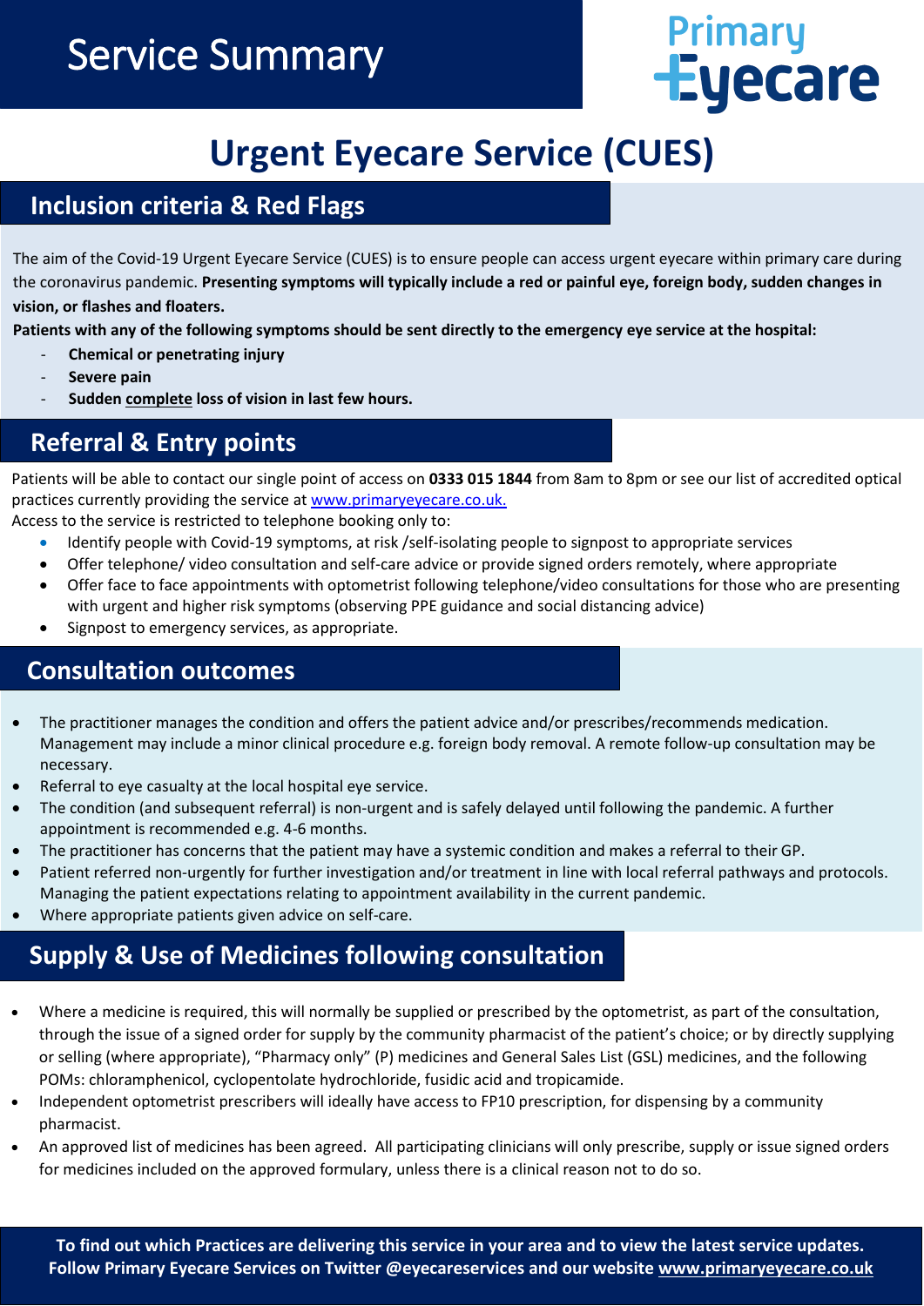# Service Summary

Primary Eyecare

## Urgent Eyecare Service (CUES)

### Inclusion criteria & Red Flags

The aim of the Covid-19 Urgent Eyecare Service (CUES) is to ensure people can access urgent eyecare within primary care during the coronavirus pandemic. **Presenting symptoms will typically include a red or painful eye, foreign body, sudden changes in vision, or flashes and floaters.**

**Patients with any of the following symptoms should be sent directly to the emergency eye service at the hospital:**

- **Chemical or penetrating injury**
- **Severe pain**
- **Sudden complete loss of vision in last few hours.**

### Referral & Entry points

Patients will be able to contact our single point of access on **0333 015 1844** from 8am to 8pm or see our list of accredited optical practices currently providing the service at www.primaryeyecare.co.uk.

Access to the service is restricted to telephone booking only to:

- Identify people with Covid-19 symptoms, at risk /self-isolating people to signpost to appropriate services
- Offer telephone/ video consultation and self-care advice or provide signed orders remotely, where appropriate
- Offer face to face appointments with optometrist following telephone/video consultations for those who are presenting with urgent and higher risk symptoms (observing PPE guidance and social distancing advice)
- Signpost to emergency services, as appropriate.

### Consultation outcomes

- The practitioner manages the condition and offers the patient advice and/or prescribes/recommends medication. Management may include a minor clinical procedure e.g. foreign body removal. A remote follow-up consultation may be necessary.
- Referral to eye casualty at the local hospital eye service.
- The condition (and subsequent referral) is non-urgent and is safely delayed until following the pandemic. A further appointment is recommended e.g. 4-6 months.
- The practitioner has concerns that the patient may have a systemic condition and makes a referral to their GP.
- Patient referred non-urgently for further investigation and/or treatment in line with local referral pathways and protocols. Managing the patient expectations relating to appointment availability in the current pandemic.
- Where appropriate patients given advice on self-care.

### Supply & Use of Medicines following consultation

- Where a medicine is required, this will normally be supplied or prescribed by the optometrist, as part of the consultation, through the issue of a signed order for supply by the community pharmacist of the patient's choice; or by directly supplying or selling (where appropriate), "Pharmacy only" (P) medicines and General Sales List (GSL) medicines, and the following POMs: chloramphenicol, cyclopentolate hydrochloride, fusidic acid and tropicamide.
- Independent optometrist prescribers will ideally have access to FP10 prescription, for dispensing by a community pharmacist.
- An approved list of medicines has been agreed. All participating clinicians will only prescribe, supply or issue signed orders for medicines included on the approved formulary, unless there is a clinical reason not to do so.

**To find out which Practices are delivering this service in your area and to view the latest service updates. Follow Primary Eyecare Services on Twitter @eyecareservices and our website www.primaryeyecare.co.uk**